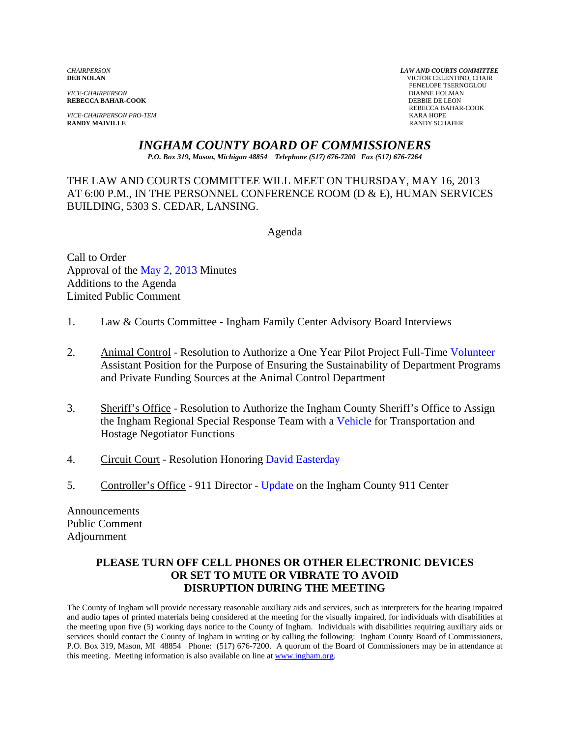*CHAIRPERSON*
**DEB NOLAN**

*VICE-CHAIRPERSON*
**REBECCA BAHAR-COOK**

*VICE-CHAIRPERSON PRO-TEM*
**RANDY MAIVILLE**

***LAW AND COURTS COMMITTEE***
VICTOR CELENTINO, CHAIR
PENELOPE TSERNOGLOU
DIANNE HOLMAN
DEBBIE DE LEON
REBECCA BAHAR-COOK
KARA HOPE
RANDY SCHAFER

# *INGHAM COUNTY BOARD OF COMMISSIONERS*

***P.O. Box 319, Mason, Michigan 48854 Telephone (517) 676-7200 Fax (517) 676-7264***

THE LAW AND COURTS COMMITTEE WILL MEET ON THURSDAY, MAY 16, 2013 AT 6:00 P.M., IN THE PERSONNEL CONFERENCE ROOM (D & E), HUMAN SERVICES BUILDING, 5303 S. CEDAR, LANSING.

Agenda

Call to Order
Approval of the May 2, 2013 Minutes
Additions to the Agenda
Limited Public Comment

1. Law & Courts Committee - Ingham Family Center Advisory Board Interviews

2. Animal Control - Resolution to Authorize a One Year Pilot Project Full-Time Volunteer Assistant Position for the Purpose of Ensuring the Sustainability of Department Programs and Private Funding Sources at the Animal Control Department

3. Sheriff's Office - Resolution to Authorize the Ingham County Sheriff's Office to Assign the Ingham Regional Special Response Team with a Vehicle for Transportation and Hostage Negotiator Functions

4. Circuit Court - Resolution Honoring David Easterday

5. Controller's Office - 911 Director - Update on the Ingham County 911 Center

Announcements
Public Comment
Adjournment

**PLEASE TURN OFF CELL PHONES OR OTHER ELECTRONIC DEVICES OR SET TO MUTE OR VIBRATE TO AVOID DISRUPTION DURING THE MEETING**

The County of Ingham will provide necessary reasonable auxiliary aids and services, such as interpreters for the hearing impaired and audio tapes of printed materials being considered at the meeting for the visually impaired, for individuals with disabilities at the meeting upon five (5) working days notice to the County of Ingham. Individuals with disabilities requiring auxiliary aids or services should contact the County of Ingham in writing or by calling the following: Ingham County Board of Commissioners, P.O. Box 319, Mason, MI 48854 Phone: (517) 676-7200. A quorum of the Board of Commissioners may be in attendance at this meeting. Meeting information is also available on line at www.ingham.org.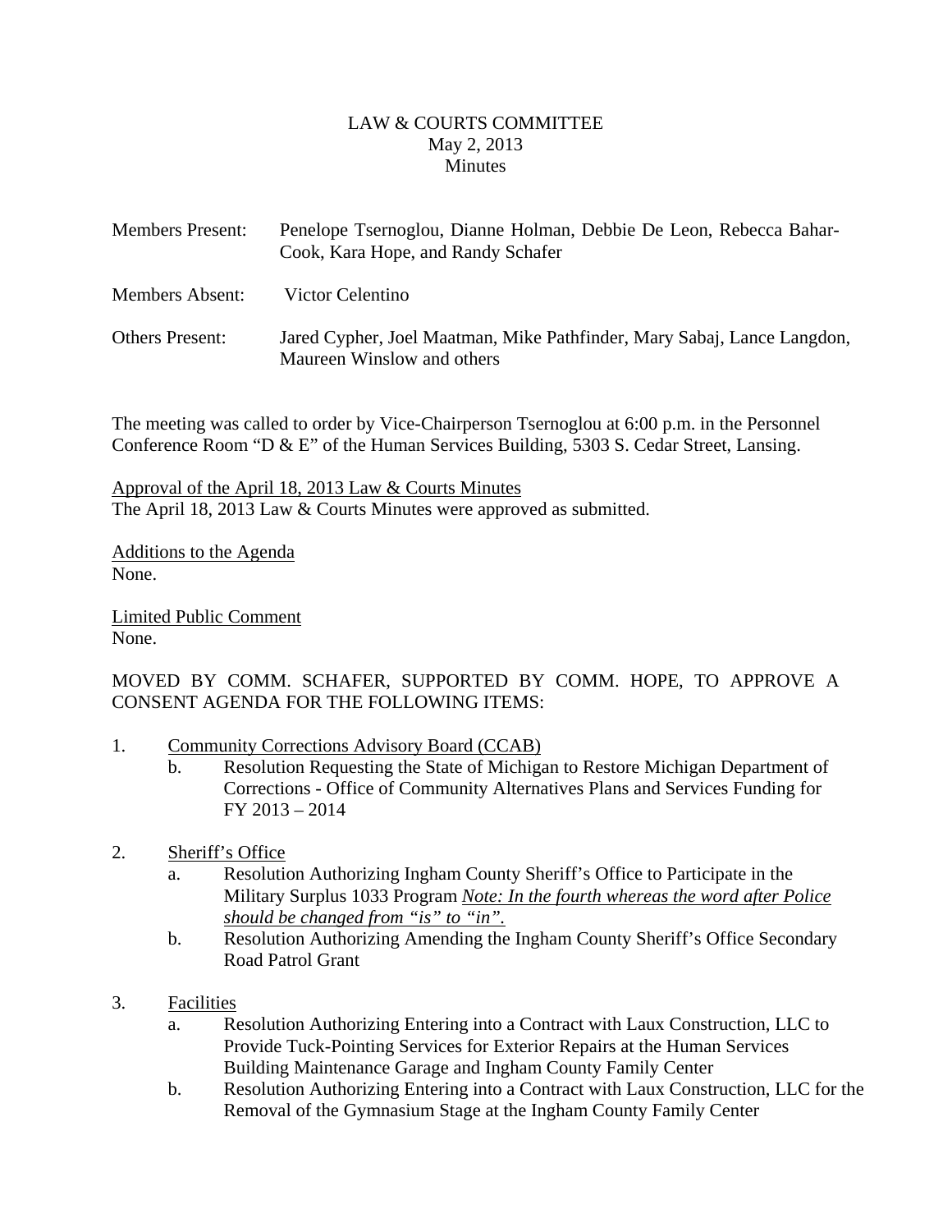LAW & COURTS COMMITTEE
May 2, 2013
Minutes

| | |
|---|---|
| Members Present: | Penelope Tsernoglou, Dianne Holman, Debbie De Leon, Rebecca Bahar-Cook, Kara Hope, and Randy Schafer |
| Members Absent: | Victor Celentino |
| Others Present: | Jared Cypher, Joel Maatman, Mike Pathfinder, Mary Sabaj, Lance Langdon, Maureen Winslow and others |

The meeting was called to order by Vice-Chairperson Tsernoglou at 6:00 p.m. in the Personnel Conference Room "D & E" of the Human Services Building, 5303 S. Cedar Street, Lansing.

<u>Approval of the April 18, 2013 Law & Courts Minutes</u>
The April 18, 2013 Law & Courts Minutes were approved as submitted.

<u>Additions to the Agenda</u>
None.

<u>Limited Public Comment</u>
None.

MOVED BY COMM. SCHAFER, SUPPORTED BY COMM. HOPE, TO APPROVE A CONSENT AGENDA FOR THE FOLLOWING ITEMS:

1. <u>Community Corrections Advisory Board (CCAB)</u>
   - b. Resolution Requesting the State of Michigan to Restore Michigan Department of Corrections - Office of Community Alternatives Plans and Services Funding for FY 2013 – 2014

2. <u>Sheriff's Office</u>
   - a. Resolution Authorizing Ingham County Sheriff's Office to Participate in the Military Surplus 1033 Program <u>*Note: In the fourth whereas the word after Police should be changed from "is" to "in".*</u>
   - b. Resolution Authorizing Amending the Ingham County Sheriff's Office Secondary Road Patrol Grant

3. <u>Facilities</u>
   - a. Resolution Authorizing Entering into a Contract with Laux Construction, LLC to Provide Tuck-Pointing Services for Exterior Repairs at the Human Services Building Maintenance Garage and Ingham County Family Center
   - b. Resolution Authorizing Entering into a Contract with Laux Construction, LLC for the Removal of the Gymnasium Stage at the Ingham County Family Center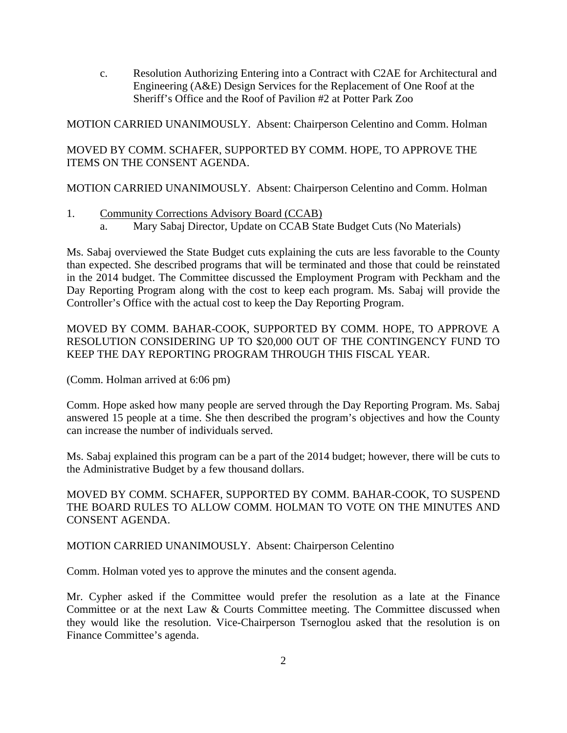c. Resolution Authorizing Entering into a Contract with C2AE for Architectural and Engineering (A&E) Design Services for the Replacement of One Roof at the Sheriff's Office and the Roof of Pavilion #2 at Potter Park Zoo

MOTION CARRIED UNANIMOUSLY. Absent: Chairperson Celentino and Comm. Holman

MOVED BY COMM. SCHAFER, SUPPORTED BY COMM. HOPE, TO APPROVE THE ITEMS ON THE CONSENT AGENDA.

MOTION CARRIED UNANIMOUSLY. Absent: Chairperson Celentino and Comm. Holman

1. Community Corrections Advisory Board (CCAB)
   a. Mary Sabaj Director, Update on CCAB State Budget Cuts (No Materials)

Ms. Sabaj overviewed the State Budget cuts explaining the cuts are less favorable to the County than expected. She described programs that will be terminated and those that could be reinstated in the 2014 budget. The Committee discussed the Employment Program with Peckham and the Day Reporting Program along with the cost to keep each program. Ms. Sabaj will provide the Controller's Office with the actual cost to keep the Day Reporting Program.

MOVED BY COMM. BAHAR-COOK, SUPPORTED BY COMM. HOPE, TO APPROVE A RESOLUTION CONSIDERING UP TO $20,000 OUT OF THE CONTINGENCY FUND TO KEEP THE DAY REPORTING PROGRAM THROUGH THIS FISCAL YEAR.

(Comm. Holman arrived at 6:06 pm)

Comm. Hope asked how many people are served through the Day Reporting Program. Ms. Sabaj answered 15 people at a time. She then described the program's objectives and how the County can increase the number of individuals served.

Ms. Sabaj explained this program can be a part of the 2014 budget; however, there will be cuts to the Administrative Budget by a few thousand dollars.

MOVED BY COMM. SCHAFER, SUPPORTED BY COMM. BAHAR-COOK, TO SUSPEND THE BOARD RULES TO ALLOW COMM. HOLMAN TO VOTE ON THE MINUTES AND CONSENT AGENDA.

MOTION CARRIED UNANIMOUSLY. Absent: Chairperson Celentino

Comm. Holman voted yes to approve the minutes and the consent agenda.

Mr. Cypher asked if the Committee would prefer the resolution as a late at the Finance Committee or at the next Law & Courts Committee meeting. The Committee discussed when they would like the resolution. Vice-Chairperson Tsernoglou asked that the resolution is on Finance Committee's agenda.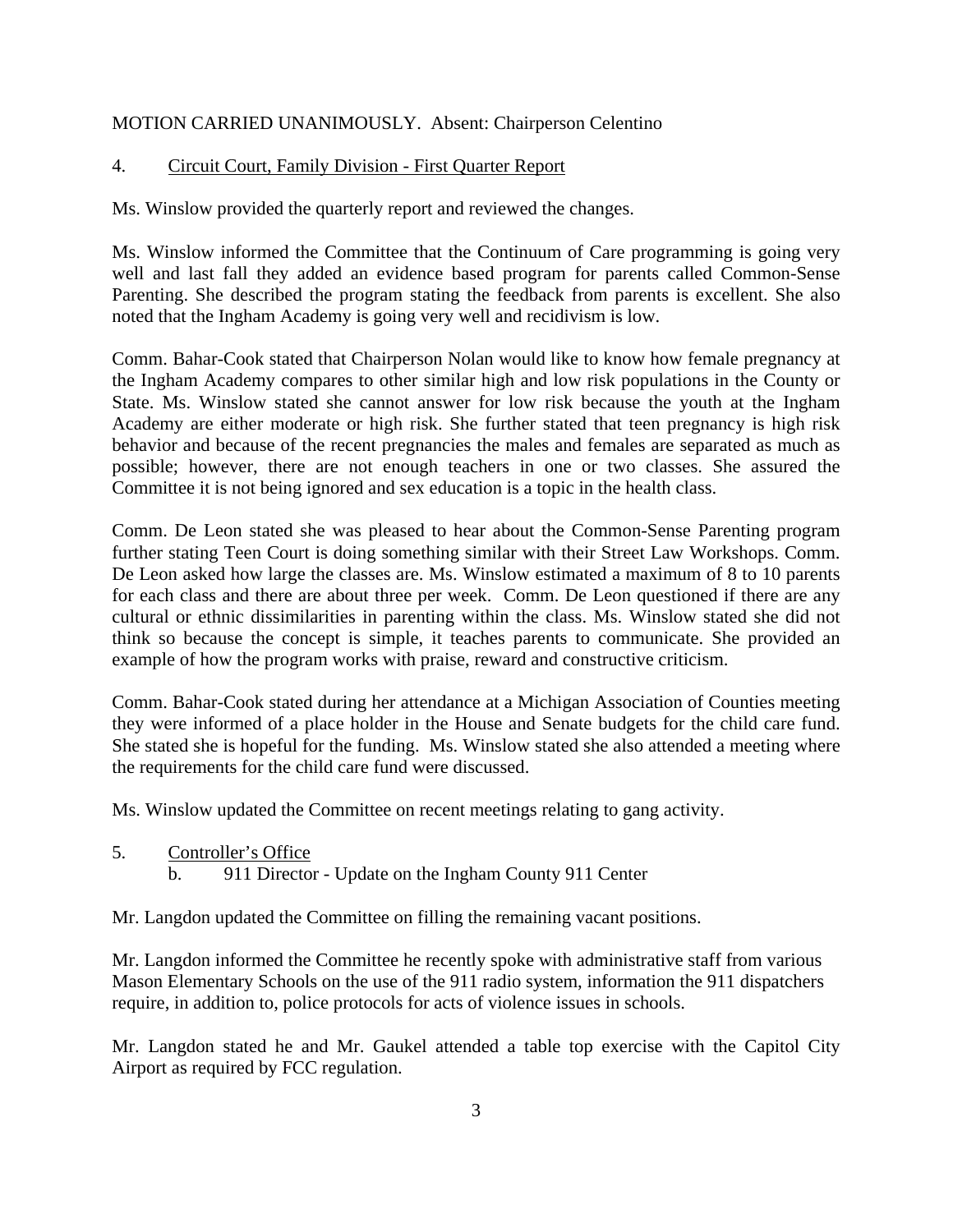MOTION CARRIED UNANIMOUSLY. Absent: Chairperson Celentino

4. <u>Circuit Court, Family Division - First Quarter Report</u>

Ms. Winslow provided the quarterly report and reviewed the changes.

Ms. Winslow informed the Committee that the Continuum of Care programming is going very well and last fall they added an evidence based program for parents called Common-Sense Parenting. She described the program stating the feedback from parents is excellent. She also noted that the Ingham Academy is going very well and recidivism is low.

Comm. Bahar-Cook stated that Chairperson Nolan would like to know how female pregnancy at the Ingham Academy compares to other similar high and low risk populations in the County or State. Ms. Winslow stated she cannot answer for low risk because the youth at the Ingham Academy are either moderate or high risk. She further stated that teen pregnancy is high risk behavior and because of the recent pregnancies the males and females are separated as much as possible; however, there are not enough teachers in one or two classes. She assured the Committee it is not being ignored and sex education is a topic in the health class.

Comm. De Leon stated she was pleased to hear about the Common-Sense Parenting program further stating Teen Court is doing something similar with their Street Law Workshops. Comm. De Leon asked how large the classes are. Ms. Winslow estimated a maximum of 8 to 10 parents for each class and there are about three per week. Comm. De Leon questioned if there are any cultural or ethnic dissimilarities in parenting within the class. Ms. Winslow stated she did not think so because the concept is simple, it teaches parents to communicate. She provided an example of how the program works with praise, reward and constructive criticism.

Comm. Bahar-Cook stated during her attendance at a Michigan Association of Counties meeting they were informed of a place holder in the House and Senate budgets for the child care fund. She stated she is hopeful for the funding. Ms. Winslow stated she also attended a meeting where the requirements for the child care fund were discussed.

Ms. Winslow updated the Committee on recent meetings relating to gang activity.

5. <u>Controller's Office</u>
   b. 911 Director - Update on the Ingham County 911 Center

Mr. Langdon updated the Committee on filling the remaining vacant positions.

Mr. Langdon informed the Committee he recently spoke with administrative staff from various Mason Elementary Schools on the use of the 911 radio system, information the 911 dispatchers require, in addition to, police protocols for acts of violence issues in schools.

Mr. Langdon stated he and Mr. Gaukel attended a table top exercise with the Capitol City Airport as required by FCC regulation.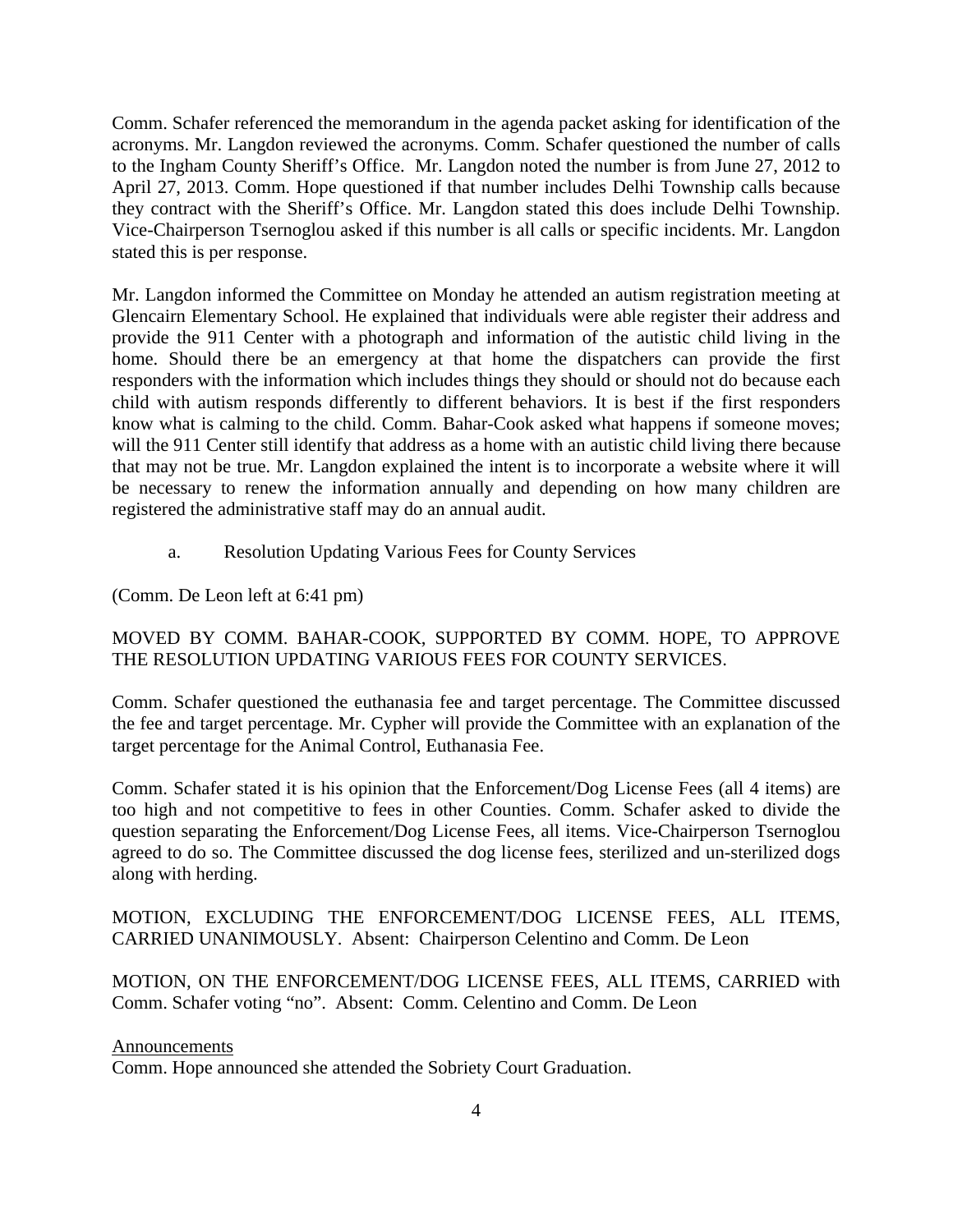Comm. Schafer referenced the memorandum in the agenda packet asking for identification of the acronyms. Mr. Langdon reviewed the acronyms. Comm. Schafer questioned the number of calls to the Ingham County Sheriff's Office. Mr. Langdon noted the number is from June 27, 2012 to April 27, 2013. Comm. Hope questioned if that number includes Delhi Township calls because they contract with the Sheriff's Office. Mr. Langdon stated this does include Delhi Township. Vice-Chairperson Tsernoglou asked if this number is all calls or specific incidents. Mr. Langdon stated this is per response.

Mr. Langdon informed the Committee on Monday he attended an autism registration meeting at Glencairn Elementary School. He explained that individuals were able register their address and provide the 911 Center with a photograph and information of the autistic child living in the home. Should there be an emergency at that home the dispatchers can provide the first responders with the information which includes things they should or should not do because each child with autism responds differently to different behaviors. It is best if the first responders know what is calming to the child. Comm. Bahar-Cook asked what happens if someone moves; will the 911 Center still identify that address as a home with an autistic child living there because that may not be true. Mr. Langdon explained the intent is to incorporate a website where it will be necessary to renew the information annually and depending on how many children are registered the administrative staff may do an annual audit.

a. Resolution Updating Various Fees for County Services

(Comm. De Leon left at 6:41 pm)

MOVED BY COMM. BAHAR-COOK, SUPPORTED BY COMM. HOPE, TO APPROVE THE RESOLUTION UPDATING VARIOUS FEES FOR COUNTY SERVICES.

Comm. Schafer questioned the euthanasia fee and target percentage. The Committee discussed the fee and target percentage. Mr. Cypher will provide the Committee with an explanation of the target percentage for the Animal Control, Euthanasia Fee.

Comm. Schafer stated it is his opinion that the Enforcement/Dog License Fees (all 4 items) are too high and not competitive to fees in other Counties. Comm. Schafer asked to divide the question separating the Enforcement/Dog License Fees, all items. Vice-Chairperson Tsernoglou agreed to do so. The Committee discussed the dog license fees, sterilized and un-sterilized dogs along with herding.

MOTION, EXCLUDING THE ENFORCEMENT/DOG LICENSE FEES, ALL ITEMS, CARRIED UNANIMOUSLY. Absent: Chairperson Celentino and Comm. De Leon

MOTION, ON THE ENFORCEMENT/DOG LICENSE FEES, ALL ITEMS, CARRIED with Comm. Schafer voting "no". Absent: Comm. Celentino and Comm. De Leon

Announcements

Comm. Hope announced she attended the Sobriety Court Graduation.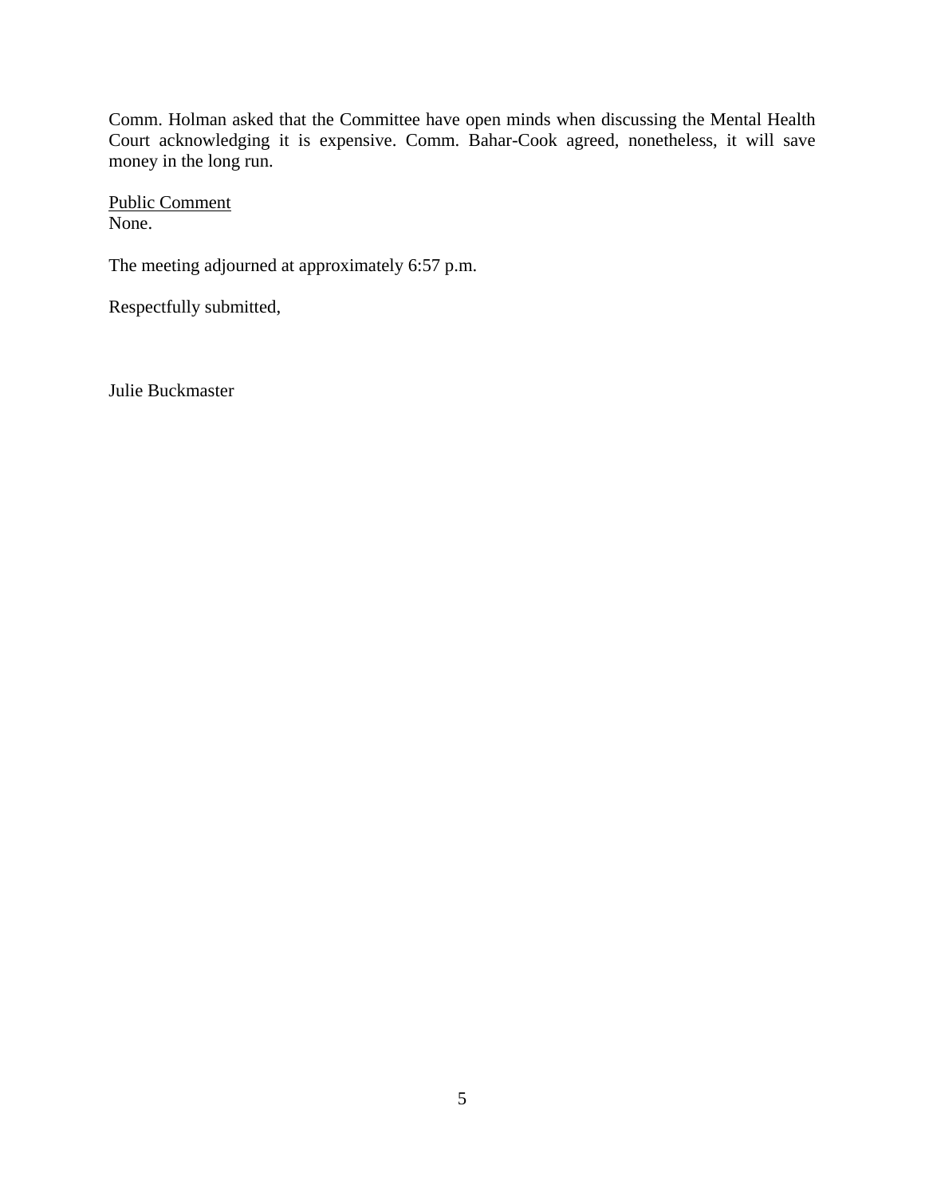Comm. Holman asked that the Committee have open minds when discussing the Mental Health Court acknowledging it is expensive. Comm. Bahar-Cook agreed, nonetheless, it will save money in the long run.

<u>Public Comment</u>
None.

The meeting adjourned at approximately 6:57 p.m.

Respectfully submitted,

Julie Buckmaster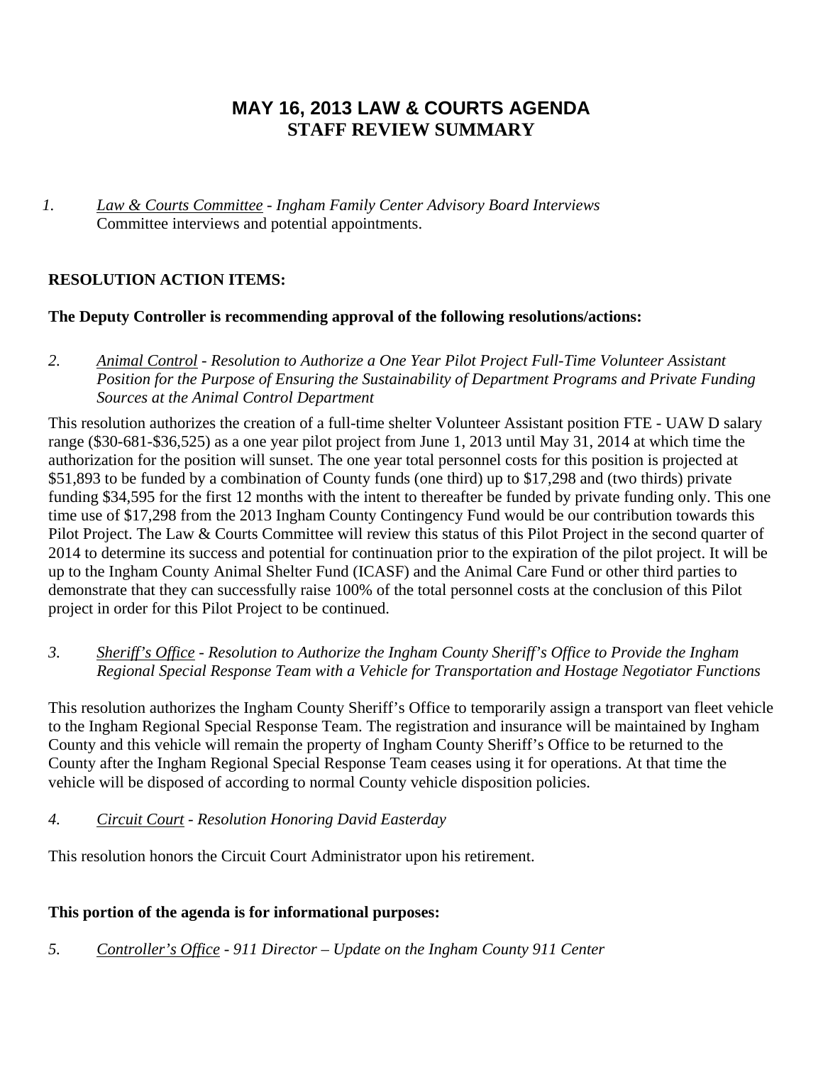# MAY 16, 2013 LAW & COURTS AGENDA
# STAFF REVIEW SUMMARY

1. <u>Law & Courts Committee</u> - *Ingham Family Center Advisory Board Interviews*
   Committee interviews and potential appointments.

**RESOLUTION ACTION ITEMS:**

**The Deputy Controller is recommending approval of the following resolutions/actions:**

2. <u>Animal Control</u> - *Resolution to Authorize a One Year Pilot Project Full-Time Volunteer Assistant Position for the Purpose of Ensuring the Sustainability of Department Programs and Private Funding Sources at the Animal Control Department*

This resolution authorizes the creation of a full-time shelter Volunteer Assistant position FTE - UAW D salary range ($30-681-$36,525) as a one year pilot project from June 1, 2013 until May 31, 2014 at which time the authorization for the position will sunset. The one year total personnel costs for this position is projected at $51,893 to be funded by a combination of County funds (one third) up to $17,298 and (two thirds) private funding $34,595 for the first 12 months with the intent to thereafter be funded by private funding only. This one time use of $17,298 from the 2013 Ingham County Contingency Fund would be our contribution towards this Pilot Project. The Law & Courts Committee will review this status of this Pilot Project in the second quarter of 2014 to determine its success and potential for continuation prior to the expiration of the pilot project. It will be up to the Ingham County Animal Shelter Fund (ICASF) and the Animal Care Fund or other third parties to demonstrate that they can successfully raise 100% of the total personnel costs at the conclusion of this Pilot project in order for this Pilot Project to be continued.

3. <u>Sheriff's Office</u> - *Resolution to Authorize the Ingham County Sheriff's Office to Provide the Ingham Regional Special Response Team with a Vehicle for Transportation and Hostage Negotiator Functions*

This resolution authorizes the Ingham County Sheriff's Office to temporarily assign a transport van fleet vehicle to the Ingham Regional Special Response Team. The registration and insurance will be maintained by Ingham County and this vehicle will remain the property of Ingham County Sheriff's Office to be returned to the County after the Ingham Regional Special Response Team ceases using it for operations. At that time the vehicle will be disposed of according to normal County vehicle disposition policies.

4. <u>Circuit Court</u> - *Resolution Honoring David Easterday*

This resolution honors the Circuit Court Administrator upon his retirement.

**This portion of the agenda is for informational purposes:**

5. <u>Controller's Office</u> - *911 Director – Update on the Ingham County 911 Center*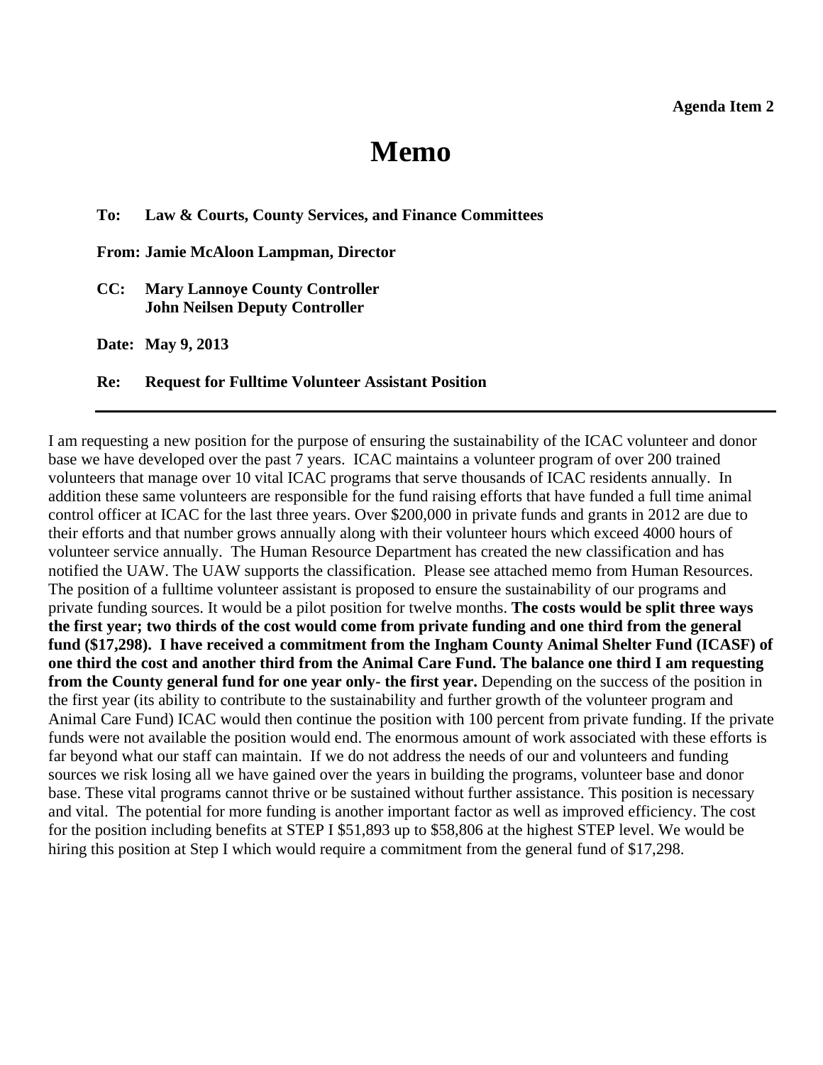**Agenda Item 2**

# Memo

**To:** **Law & Courts, County Services, and Finance Committees**

**From: Jamie McAloon Lampman, Director**

**CC:** **Mary Lannoye County Controller**
**John Neilsen Deputy Controller**

**Date: May 9, 2013**

**Re:** **Request for Fulltime Volunteer Assistant Position**

---

I am requesting a new position for the purpose of ensuring the sustainability of the ICAC volunteer and donor base we have developed over the past 7 years. ICAC maintains a volunteer program of over 200 trained volunteers that manage over 10 vital ICAC programs that serve thousands of ICAC residents annually. In addition these same volunteers are responsible for the fund raising efforts that have funded a full time animal control officer at ICAC for the last three years. Over $200,000 in private funds and grants in 2012 are due to their efforts and that number grows annually along with their volunteer hours which exceed 4000 hours of volunteer service annually. The Human Resource Department has created the new classification and has notified the UAW. The UAW supports the classification. Please see attached memo from Human Resources. The position of a fulltime volunteer assistant is proposed to ensure the sustainability of our programs and private funding sources. It would be a pilot position for twelve months. **The costs would be split three ways the first year; two thirds of the cost would come from private funding and one third from the general fund ($17,298). I have received a commitment from the Ingham County Animal Shelter Fund (ICASF) of one third the cost and another third from the Animal Care Fund. The balance one third I am requesting from the County general fund for one year only- the first year.** Depending on the success of the position in the first year (its ability to contribute to the sustainability and further growth of the volunteer program and Animal Care Fund) ICAC would then continue the position with 100 percent from private funding. If the private funds were not available the position would end. The enormous amount of work associated with these efforts is far beyond what our staff can maintain. If we do not address the needs of our and volunteers and funding sources we risk losing all we have gained over the years in building the programs, volunteer base and donor base. These vital programs cannot thrive or be sustained without further assistance. This position is necessary and vital. The potential for more funding is another important factor as well as improved efficiency. The cost for the position including benefits at STEP I $51,893 up to $58,806 at the highest STEP level. We would be hiring this position at Step I which would require a commitment from the general fund of $17,298.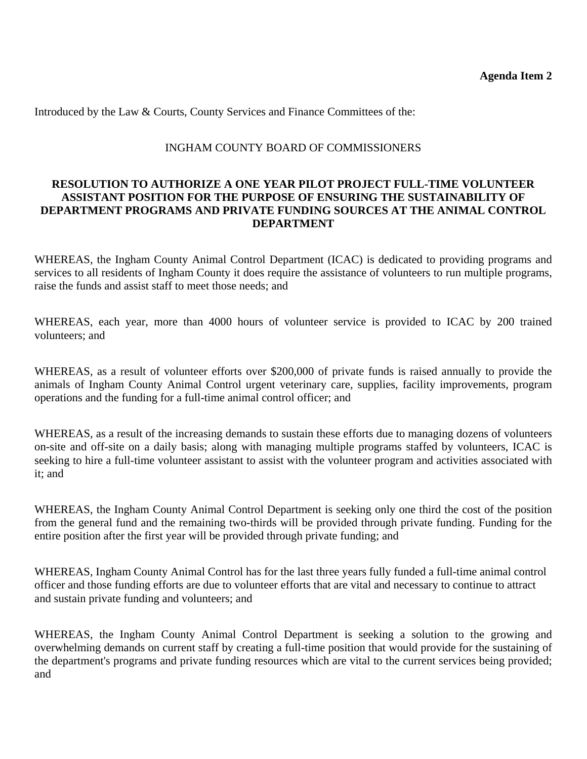**Agenda Item 2**

Introduced by the Law & Courts, County Services and Finance Committees of the:

INGHAM COUNTY BOARD OF COMMISSIONERS

**RESOLUTION TO AUTHORIZE A ONE YEAR PILOT PROJECT FULL-TIME VOLUNTEER ASSISTANT POSITION FOR THE PURPOSE OF ENSURING THE SUSTAINABILITY OF DEPARTMENT PROGRAMS AND PRIVATE FUNDING SOURCES AT THE ANIMAL CONTROL DEPARTMENT**

WHEREAS, the Ingham County Animal Control Department (ICAC) is dedicated to providing programs and services to all residents of Ingham County it does require the assistance of volunteers to run multiple programs, raise the funds and assist staff to meet those needs; and

WHEREAS, each year, more than 4000 hours of volunteer service is provided to ICAC by 200 trained volunteers; and

WHEREAS, as a result of volunteer efforts over $200,000 of private funds is raised annually to provide the animals of Ingham County Animal Control urgent veterinary care, supplies, facility improvements, program operations and the funding for a full-time animal control officer; and

WHEREAS, as a result of the increasing demands to sustain these efforts due to managing dozens of volunteers on-site and off-site on a daily basis; along with managing multiple programs staffed by volunteers, ICAC is seeking to hire a full-time volunteer assistant to assist with the volunteer program and activities associated with it; and

WHEREAS, the Ingham County Animal Control Department is seeking only one third the cost of the position from the general fund and the remaining two-thirds will be provided through private funding. Funding for the entire position after the first year will be provided through private funding; and

WHEREAS, Ingham County Animal Control has for the last three years fully funded a full-time animal control officer and those funding efforts are due to volunteer efforts that are vital and necessary to continue to attract and sustain private funding and volunteers; and

WHEREAS, the Ingham County Animal Control Department is seeking a solution to the growing and overwhelming demands on current staff by creating a full-time position that would provide for the sustaining of the department's programs and private funding resources which are vital to the current services being provided; and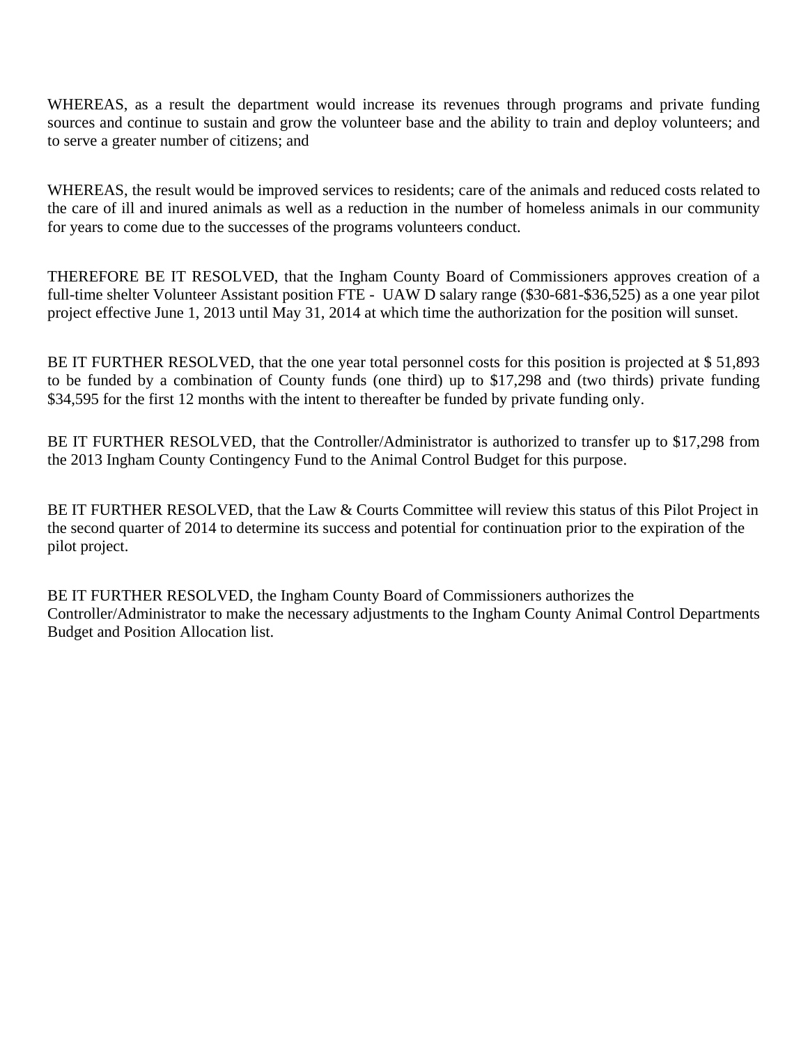WHEREAS, as a result the department would increase its revenues through programs and private funding sources and continue to sustain and grow the volunteer base and the ability to train and deploy volunteers; and to serve a greater number of citizens; and

WHEREAS, the result would be improved services to residents; care of the animals and reduced costs related to the care of ill and inured animals as well as a reduction in the number of homeless animals in our community for years to come due to the successes of the programs volunteers conduct.

THEREFORE BE IT RESOLVED, that the Ingham County Board of Commissioners approves creation of a full-time shelter Volunteer Assistant position FTE - UAW D salary range ($30-681-$36,525) as a one year pilot project effective June 1, 2013 until May 31, 2014 at which time the authorization for the position will sunset.

BE IT FURTHER RESOLVED, that the one year total personnel costs for this position is projected at $ 51,893 to be funded by a combination of County funds (one third) up to $17,298 and (two thirds) private funding $34,595 for the first 12 months with the intent to thereafter be funded by private funding only.

BE IT FURTHER RESOLVED, that the Controller/Administrator is authorized to transfer up to $17,298 from the 2013 Ingham County Contingency Fund to the Animal Control Budget for this purpose.

BE IT FURTHER RESOLVED, that the Law & Courts Committee will review this status of this Pilot Project in the second quarter of 2014 to determine its success and potential for continuation prior to the expiration of the pilot project.

BE IT FURTHER RESOLVED, the Ingham County Board of Commissioners authorizes the Controller/Administrator to make the necessary adjustments to the Ingham County Animal Control Departments Budget and Position Allocation list.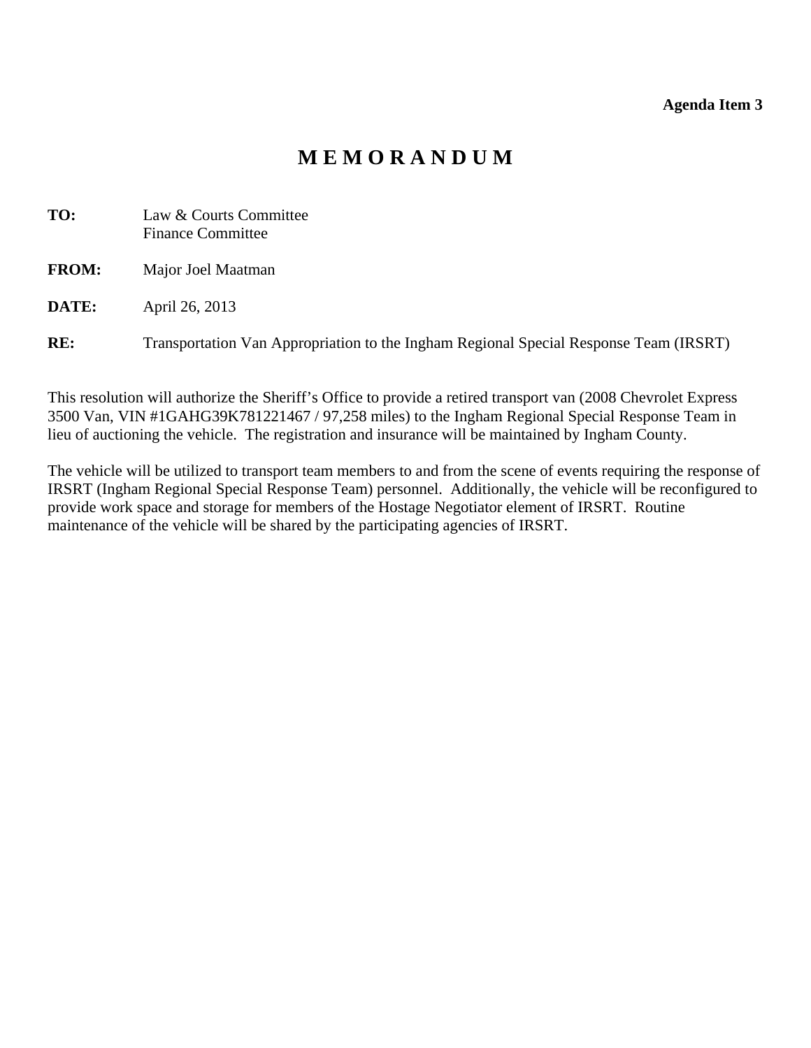**Agenda Item 3**

# M E M O R A N D U M

**TO:** Law & Courts Committee
Finance Committee

**FROM:** Major Joel Maatman

**DATE:** April 26, 2013

**RE:** Transportation Van Appropriation to the Ingham Regional Special Response Team (IRSRT)

This resolution will authorize the Sheriff's Office to provide a retired transport van (2008 Chevrolet Express 3500 Van, VIN #1GAHG39K781221467 / 97,258 miles) to the Ingham Regional Special Response Team in lieu of auctioning the vehicle. The registration and insurance will be maintained by Ingham County.

The vehicle will be utilized to transport team members to and from the scene of events requiring the response of IRSRT (Ingham Regional Special Response Team) personnel. Additionally, the vehicle will be reconfigured to provide work space and storage for members of the Hostage Negotiator element of IRSRT. Routine maintenance of the vehicle will be shared by the participating agencies of IRSRT.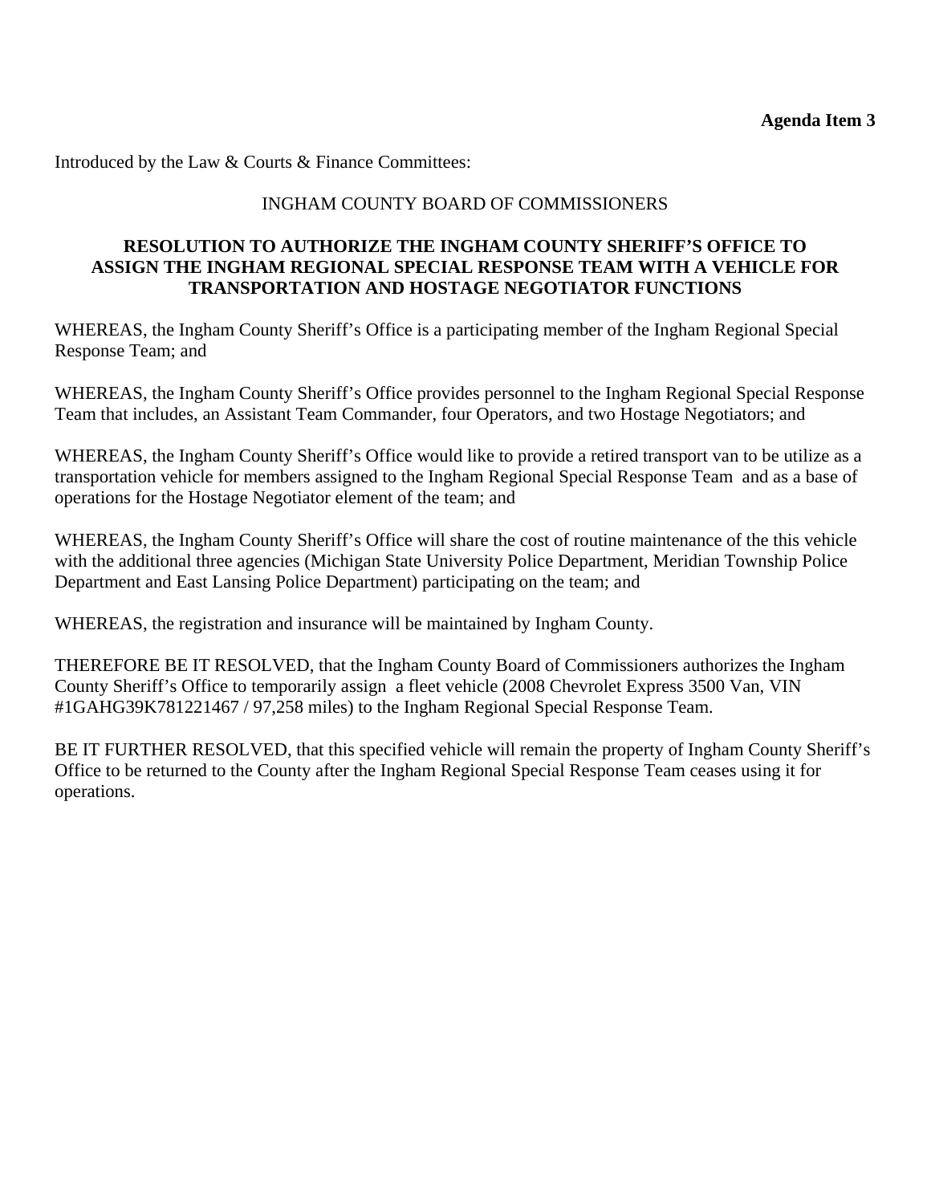**Agenda Item 3**

Introduced by the Law & Courts & Finance Committees:

INGHAM COUNTY BOARD OF COMMISSIONERS

**RESOLUTION TO AUTHORIZE THE INGHAM COUNTY SHERIFF'S OFFICE TO ASSIGN THE INGHAM REGIONAL SPECIAL RESPONSE TEAM WITH A VEHICLE FOR TRANSPORTATION AND HOSTAGE NEGOTIATOR FUNCTIONS**

WHEREAS, the Ingham County Sheriff's Office is a participating member of the Ingham Regional Special Response Team; and

WHEREAS, the Ingham County Sheriff's Office provides personnel to the Ingham Regional Special Response Team that includes, an Assistant Team Commander, four Operators, and two Hostage Negotiators; and

WHEREAS, the Ingham County Sheriff's Office would like to provide a retired transport van to be utilize as a transportation vehicle for members assigned to the Ingham Regional Special Response Team and as a base of operations for the Hostage Negotiator element of the team; and

WHEREAS, the Ingham County Sheriff's Office will share the cost of routine maintenance of the this vehicle with the additional three agencies (Michigan State University Police Department, Meridian Township Police Department and East Lansing Police Department) participating on the team; and

WHEREAS, the registration and insurance will be maintained by Ingham County.

THEREFORE BE IT RESOLVED, that the Ingham County Board of Commissioners authorizes the Ingham County Sheriff's Office to temporarily assign a fleet vehicle (2008 Chevrolet Express 3500 Van, VIN #1GAHG39K781221467 / 97,258 miles) to the Ingham Regional Special Response Team.

BE IT FURTHER RESOLVED, that this specified vehicle will remain the property of Ingham County Sheriff's Office to be returned to the County after the Ingham Regional Special Response Team ceases using it for operations.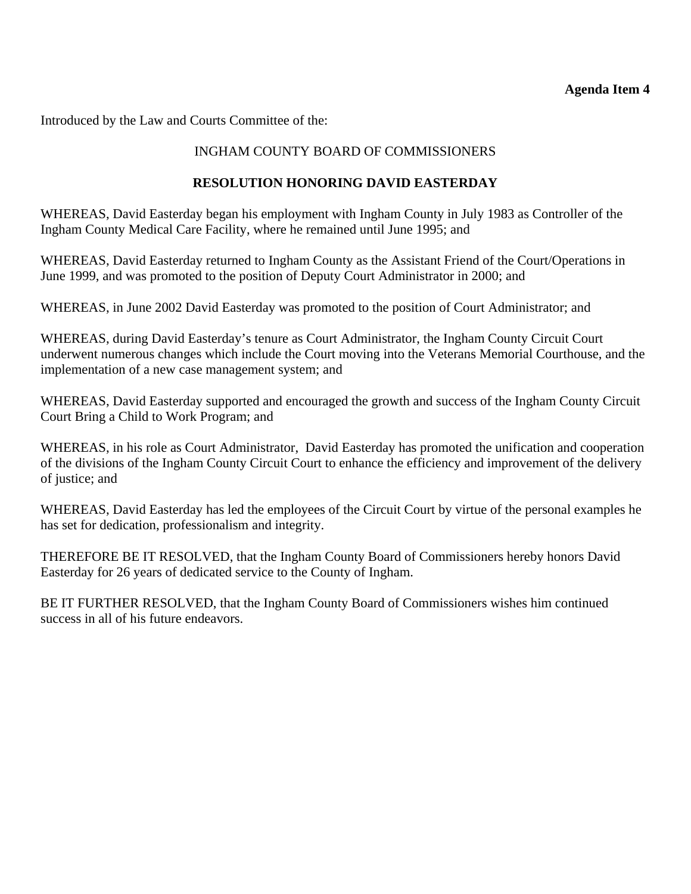**Agenda Item 4**

Introduced by the Law and Courts Committee of the:

INGHAM COUNTY BOARD OF COMMISSIONERS

**RESOLUTION HONORING DAVID EASTERDAY**

WHEREAS, David Easterday began his employment with Ingham County in July 1983 as Controller of the Ingham County Medical Care Facility, where he remained until June 1995; and

WHEREAS, David Easterday returned to Ingham County as the Assistant Friend of the Court/Operations in June 1999, and was promoted to the position of Deputy Court Administrator in 2000; and

WHEREAS, in June 2002 David Easterday was promoted to the position of Court Administrator; and

WHEREAS, during David Easterday's tenure as Court Administrator, the Ingham County Circuit Court underwent numerous changes which include the Court moving into the Veterans Memorial Courthouse, and the implementation of a new case management system; and

WHEREAS, David Easterday supported and encouraged the growth and success of the Ingham County Circuit Court Bring a Child to Work Program; and

WHEREAS, in his role as Court Administrator, David Easterday has promoted the unification and cooperation of the divisions of the Ingham County Circuit Court to enhance the efficiency and improvement of the delivery of justice; and

WHEREAS, David Easterday has led the employees of the Circuit Court by virtue of the personal examples he has set for dedication, professionalism and integrity.

THEREFORE BE IT RESOLVED, that the Ingham County Board of Commissioners hereby honors David Easterday for 26 years of dedicated service to the County of Ingham.

BE IT FURTHER RESOLVED, that the Ingham County Board of Commissioners wishes him continued success in all of his future endeavors.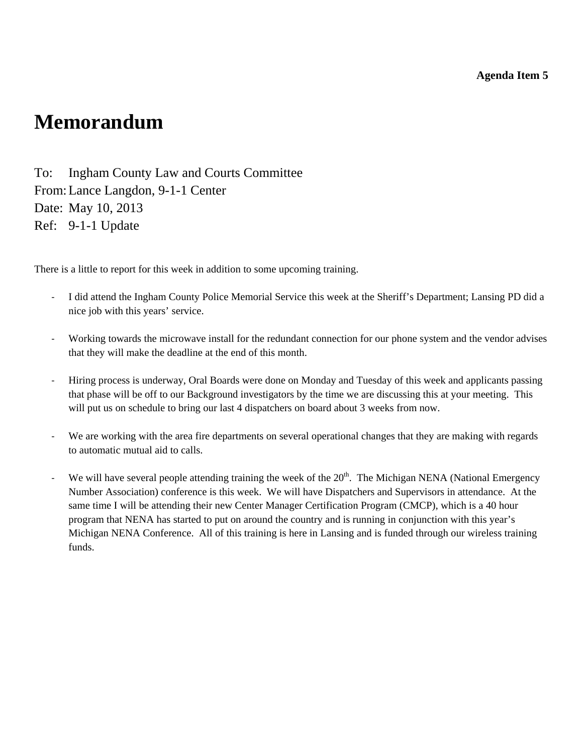**Agenda Item 5**

# Memorandum

To: Ingham County Law and Courts Committee
From: Lance Langdon, 9-1-1 Center
Date: May 10, 2013
Ref: 9-1-1 Update

There is a little to report for this week in addition to some upcoming training.

- I did attend the Ingham County Police Memorial Service this week at the Sheriff's Department; Lansing PD did a nice job with this years' service.

- Working towards the microwave install for the redundant connection for our phone system and the vendor advises that they will make the deadline at the end of this month.

- Hiring process is underway, Oral Boards were done on Monday and Tuesday of this week and applicants passing that phase will be off to our Background investigators by the time we are discussing this at your meeting. This will put us on schedule to bring our last 4 dispatchers on board about 3 weeks from now.

- We are working with the area fire departments on several operational changes that they are making with regards to automatic mutual aid to calls.

- We will have several people attending training the week of the 20th. The Michigan NENA (National Emergency Number Association) conference is this week. We will have Dispatchers and Supervisors in attendance. At the same time I will be attending their new Center Manager Certification Program (CMCP), which is a 40 hour program that NENA has started to put on around the country and is running in conjunction with this year's Michigan NENA Conference. All of this training is here in Lansing and is funded through our wireless training funds.